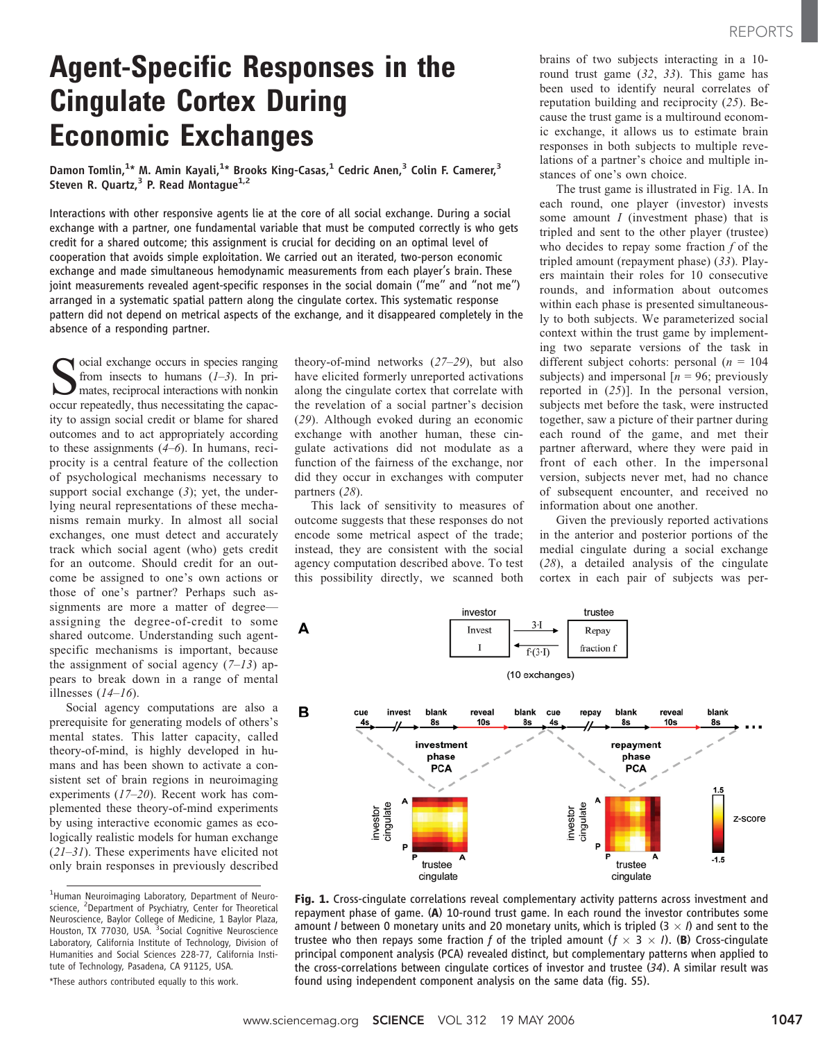# Agent-Specific Responses in the Cingulate Cortex During Economic Exchanges

**Damon Tomlin,[1*] M. Amin Kayali,[1*] Brooks King-Casas,[1] Cedric Anen,[3] Colin F. Camerer,[3] Steven R. Quartz,[3] P. Read Montague[1,2]**

Interactions with other responsive agents lie at the core of all social exchange. During a social exchange with a partner, one fundamental variable that must be computed correctly is who gets credit for a shared outcome; this assignment is crucial for deciding on an optimal level of cooperation that avoids simple exploitation. We carried out an iterated, two-person economic exchange and made simultaneous hemodynamic measurements from each player's brain. These joint measurements revealed agent-specific responses in the social domain ("me" and "not me") arranged in a systematic spatial pattern along the cingulate cortex. This systematic response pattern did not depend on metrical aspects of the exchange, and it disappeared completely in the absence of a responding partner.

Social exchange occurs in species ranging from insects to humans (*1*–*3*). In primates, reciprocal interactions with nonkin occur repeatedly, thus necessitating the capacity to assign social credit or blame for shared outcomes and to act appropriately according to these assignments (*4*–*6*). In humans, reciprocity is a central feature of the collection of psychological mechanisms necessary to support social exchange (*3*); yet, the underlying neural representations of these mechanisms remain murky. In almost all social exchanges, one must detect and accurately track which social agent (who) gets credit for an outcome. Should credit for an outcome be assigned to one's own actions or those of one's partner? Perhaps such assignments are more a matter of degree—assigning the degree-of-credit to some shared outcome. Understanding such agent-specific mechanisms is important, because the assignment of social agency (*7*–*13*) appears to break down in a range of mental illnesses (*14*–*16*).

Social agency computations are also a prerequisite for generating models of others's mental states. This latter capacity, called theory-of-mind, is highly developed in humans and has been shown to activate a consistent set of brain regions in neuroimaging experiments (*17*–*20*). Recent work has complemented these theory-of-mind experiments by using interactive economic games as ecologically realistic models for human exchange (*21*–*31*). These experiments have elicited not only brain responses in previously described theory-of-mind networks (*27*–*29*), but also have elicited formerly unreported activations along the cingulate cortex that correlate with the revelation of a social partner's decision (*29*). Although evoked during an economic exchange with another human, these cingulate activations did not modulate as a function of the fairness of the exchange, nor did they occur in exchanges with computer partners (*28*).

This lack of sensitivity to measures of outcome suggests that these responses do not encode some metrical aspect of the trade; instead, they are consistent with the social agency computation described above. To test this possibility directly, we scanned both brains of two subjects interacting in a 10-round trust game (*32*, *33*). This game has been used to identify neural correlates of reputation building and reciprocity (*25*). Because the trust game is a multiround economic exchange, it allows us to estimate brain responses in both subjects to multiple revelations of a partner's choice and multiple instances of one's own choice.

The trust game is illustrated in Fig. 1A. In each round, one player (investor) invests some amount *I* (investment phase) that is tripled and sent to the other player (trustee) who decides to repay some fraction *f* of the tripled amount (repayment phase) (*33*). Players maintain their roles for 10 consecutive rounds, and information about outcomes within each phase is presented simultaneously to both subjects. We parameterized social context within the trust game by implementing two separate versions of the task in different subject cohorts: personal ($n$ = 104 subjects) and impersonal [$n$ = 96; previously reported in (*25*)]. In the personal version, subjects met before the task, were instructed together, saw a picture of their partner during each round of the game, and met their partner afterward, where they were paid in front of each other. In the impersonal version, subjects never met, had no chance of subsequent encounter, and received no information about one another.

Given the previously reported activations in the anterior and posterior portions of the medial cingulate during a social exchange (*28*), a detailed analysis of the cingulate cortex in each pair of subjects was per-

**Fig. 1.** Cross-cingulate correlations reveal complementary activity patterns across investment and repayment phase of game. (**A**) 10-round trust game. In each round the investor contributes some amount *I* between 0 monetary units and 20 monetary units, which is tripled ($3 \times I$) and sent to the trustee who then repays some fraction *f* of the tripled amount ($f \times 3 \times I$). (**B**) Cross-cingulate principal component analysis (PCA) revealed distinct, but complementary patterns when applied to the cross-correlations between cingulate cortices of investor and trustee (*34*). A similar result was found using independent component analysis on the same data (fig. S5).

---

[1]Human Neuroimaging Laboratory, Department of Neuroscience, [2]Department of Psychiatry, Center for Theoretical Neuroscience, Baylor College of Medicine, 1 Baylor Plaza, Houston, TX 77030, USA. [3]Social Cognitive Neuroscience Laboratory, California Institute of Technology, Division of Humanities and Social Sciences 228-77, California Institute of Technology, Pasadena, CA 91125, USA.

*These authors contributed equally to this work.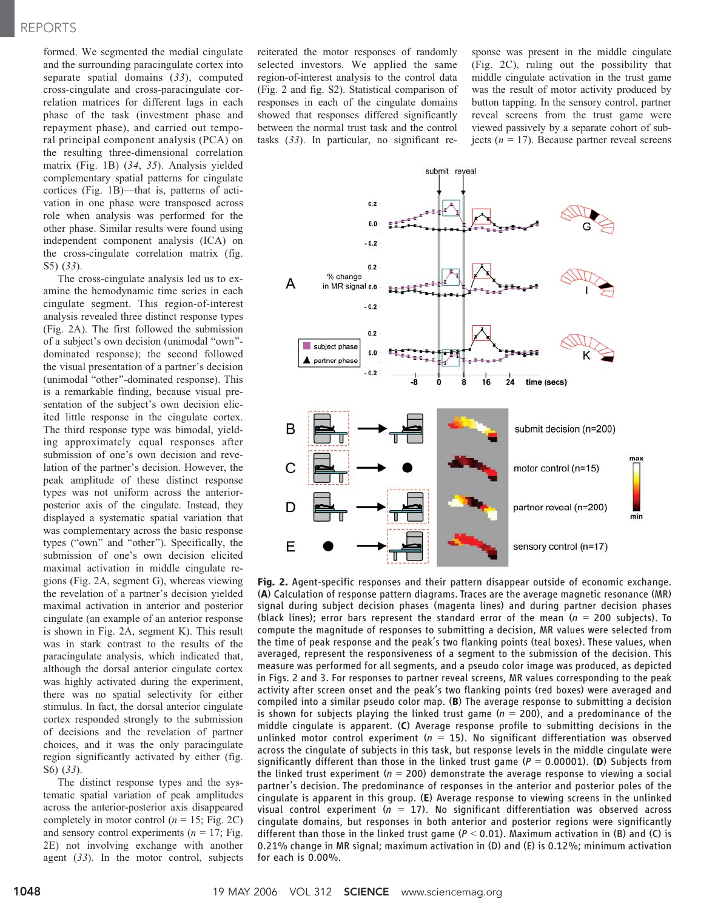formed. We segmented the medial cingulate and the surrounding paracingulate cortex into separate spatial domains (33), computed cross-cingulate and cross-paracingulate correlation matrices for different lags in each phase of the task (investment phase and repayment phase), and carried out temporal principal component analysis (PCA) on the resulting three-dimensional correlation matrix (Fig. 1B) (34, 35). Analysis yielded complementary spatial patterns for cingulate cortices (Fig. 1B)—that is, patterns of activation in one phase were transposed across role when analysis was performed for the other phase. Similar results were found using independent component analysis (ICA) on the cross-cingulate correlation matrix (fig. S5) (33).

The cross-cingulate analysis led us to examine the hemodynamic time series in each cingulate segment. This region-of-interest analysis revealed three distinct response types (Fig. 2A). The first followed the submission of a subject's own decision (unimodal "own"-dominated response); the second followed the visual presentation of a partner's decision (unimodal "other"-dominated response). This is a remarkable finding, because visual presentation of the subject's own decision elicited little response in the cingulate cortex. The third response type was bimodal, yielding approximately equal responses after submission of one's own decision and revelation of the partner's decision. However, the peak amplitude of these distinct response types was not uniform across the anterior-posterior axis of the cingulate. Instead, they displayed a systematic spatial variation that was complementary across the basic response types ("own" and "other"). Specifically, the submission of one's own decision elicited maximal activation in middle cingulate regions (Fig. 2A, segment G), whereas viewing the revelation of a partner's decision yielded maximal activation in anterior and posterior cingulate (an example of an anterior response is shown in Fig. 2A, segment K). This result was in stark contrast to the results of the paracingulate analysis, which indicated that, although the dorsal anterior cingulate cortex was highly activated during the experiment, there was no spatial selectivity for either stimulus. In fact, the dorsal anterior cingulate cortex responded strongly to the submission of decisions and the revelation of partner choices, and it was the only paracingulate region significantly activated by either (fig. S6) (33).

The distinct response types and the systematic spatial variation of peak amplitudes across the anterior-posterior axis disappeared completely in motor control ($n$ = 15; Fig. 2C) and sensory control experiments ($n$ = 17; Fig. 2E) not involving exchange with another agent (33). In the motor control, subjects reiterated the motor responses of randomly selected investors. We applied the same region-of-interest analysis to the control data (Fig. 2 and fig. S2). Statistical comparison of responses in each of the cingulate domains showed that responses differed significantly between the normal trust task and the control tasks (33). In particular, no significant response was present in the middle cingulate (Fig. 2C), ruling out the possibility that middle cingulate activation in the trust game was the result of motor activity produced by button tapping. In the sensory control, partner reveal screens from the trust game were viewed passively by a separate cohort of subjects ($n$ = 17). Because partner reveal screens

**Fig. 2.** Agent-specific responses and their pattern disappear outside of economic exchange. (**A**) Calculation of response pattern diagrams. Traces are the average magnetic resonance (MR) signal during subject decision phases (magenta lines) and during partner decision phases (black lines); error bars represent the standard error of the mean ($n$ = 200 subjects). To compute the magnitude of responses to submitting a decision, MR values were selected from the time of peak response and the peak's two flanking points (teal boxes). These values, when averaged, represent the responsiveness of a segment to the submission of the decision. This measure was performed for all segments, and a pseudo color image was produced, as depicted in Figs. 2 and 3. For responses to partner reveal screens, MR values corresponding to the peak activity after screen onset and the peak's two flanking points (red boxes) were averaged and compiled into a similar pseudo color map. (**B**) The average response to submitting a decision is shown for subjects playing the linked trust game ($n$ = 200), and a predominance of the middle cingulate is apparent. (**C**) Average response profile to submitting decisions in the unlinked motor control experiment ($n$ = 15). No significant differentiation was observed across the cingulate of subjects in this task, but response levels in the middle cingulate were significantly different than those in the linked trust game ($P$ = 0.00001). (**D**) Subjects from the linked trust experiment ($n$ = 200) demonstrate the average response to viewing a social partner's decision. The predominance of responses in the anterior and posterior poles of the cingulate is apparent in this group. (**E**) Average response to viewing screens in the unlinked visual control experiment ($n$ = 17). No significant differentiation was observed across cingulate domains, but responses in both anterior and posterior regions were significantly different than those in the linked game ($P$ < 0.01). Maximum activation in (B) and (C) is 0.21% change in MR signal; maximum activation in (D) and (E) is 0.12%; minimum activation for each is 0.00%.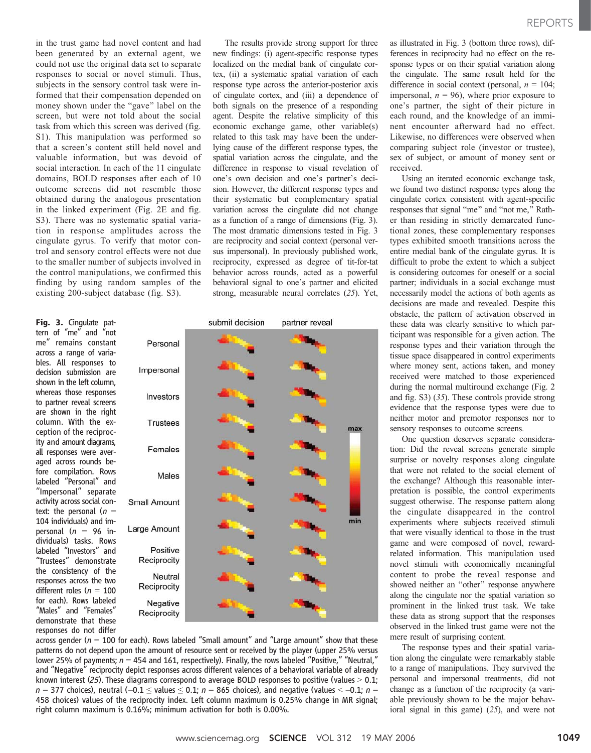in the trust game had novel content and had been generated by an external agent, we could not use the original data set to separate responses to social or novel stimuli. Thus, subjects in the sensory control task were informed that their compensation depended on money shown under the "gave" label on the screen, but were not told about the social task from which this screen was derived (fig. S1). This manipulation was performed so that a screen's content still held novel and valuable information, but was devoid of social interaction. In each of the 11 cingulate domains, BOLD responses after each of 10 outcome screens did not resemble those obtained during the analogous presentation in the linked experiment (Fig. 2E and fig. S3). There was no systematic spatial variation in response amplitudes across the cingulate gyrus. To verify that motor control and sensory control effects were not due to the smaller number of subjects involved in the control manipulations, we confirmed this finding by using random samples of the existing 200-subject database (fig. S3).

The results provide strong support for three new findings: (i) agent-specific response types localized on the medial bank of cingulate cortex, (ii) a systematic spatial variation of each response type across the anterior-posterior axis of cingulate cortex, and (iii) a dependence of both signals on the presence of a responding agent. Despite the relative simplicity of this economic exchange game, other variable(s) related to this task may have been the underlying cause of the different response types, the spatial variation across the cingulate, and the difference in response to visual revelation of one's own decision and one's partner's decision. However, the different response types and their systematic but complementary spatial variation across the cingulate did not change as a function of a range of dimensions (Fig. 3). The most dramatic dimensions tested in Fig. 3 are reciprocity and social context (personal versus impersonal). In previously published work, reciprocity, expressed as degree of tit-for-tat behavior across rounds, acted as a powerful behavioral signal to one's partner and elicited strong, measurable neural correlates (25). Yet, as illustrated in Fig. 3 (bottom three rows), differences in reciprocity had no effect on the response types or on their spatial variation along the cingulate. The same result held for the difference in social context (personal, $n = 104$; impersonal, $n = 96$), where prior exposure to one's partner, the sight of their picture in each round, and the knowledge of an imminent encounter afterward had no effect. Likewise, no differences were observed when comparing subject role (investor or trustee), sex of subject, or amount of money sent or received.

**Fig. 3.** Cingulate pattern of "me" and "not me" remains constant across a range of variables. All responses to decision submission are shown in the left column, whereas those responses to partner reveal screens are shown in the right column. With the exception of the reciprocity and amount diagrams, all responses were averaged across rounds before compilation. Rows labeled "Personal" and "Impersonal" separate activity across social context: the personal ($n$ = 104 individuals) and impersonal ($n$ = 96 individuals) tasks. Rows labeled "Investors" and "Trustees" demonstrate the consistency of the responses across the two different roles ($n$ = 100 for each). Rows labeled "Males" and "Females" demonstrate that these responses do not differ across gender ($n$ = 100 for each). Rows labeled "Small amount" and "Large amount" show that these patterns do not depend upon the amount of resource sent or received by the player (upper 25% versus lower 25% of payments; $n$ = 454 and 161, respectively). Finally, the rows labeled "Positive," "Neutral," and "Negative" reciprocity depict responses across different valences of a behavioral variable of already known interest (25). These diagrams correspond to average BOLD responses to positive (values > 0.1; $n$ = 377 choices), neutral (–0.1 ≤ values ≤ 0.1; $n$ = 865 choices), and negative (values < –0.1; $n$ = 458 choices) values of the reciprocity index. Left column maximum is 0.25% change in MR signal; right column maximum is 0.16%; minimum activation for both is 0.00%.

Using an iterated economic exchange task, we found two distinct response types along the cingulate cortex consistent with agent-specific responses that signal "me" and "not me." Rather than residing in strictly demarcated functional zones, these complementary responses types exhibited smooth transitions across the entire medial bank of the cingulate gyrus. It is difficult to probe the extent to which a subject is considering outcomes for oneself or a social partner; individuals in a social exchange must necessarily model the actions of both agents as decisions are made and revealed. Despite this obstacle, the pattern of activation observed in these data was clearly sensitive to which participant was responsible for a given action. The response types and their variation through the tissue space disappeared in control experiments where money sent, actions taken, and money received were matched to those experienced during the normal multiround exchange (Fig. 2 and fig. S3) (35). These controls provide strong evidence that the response types were due to neither motor and premotor responses nor to sensory responses to outcome screens.

One question deserves separate consideration: Did the reveal screens generate simple surprise or novelty responses along cingulate that were not related to the social element of the exchange? Although this reasonable interpretation is possible, the control experiments suggest otherwise. The response pattern along the cingulate disappeared in the control experiments where subjects received stimuli that were visually identical to those in the trust game and were composed of novel, reward-related information. This manipulation used novel stimuli with economically meaningful content to probe the reveal response and showed neither an "other" response anywhere along the cingulate nor the spatial variation so prominent in the linked trust task. We take these data as strong support that the responses observed in the linked trust game were not the mere result of surprising content.

The response types and their spatial variation along the cingulate were remarkably stable to a range of manipulations. They survived the personal and impersonal treatments, did not change as a function of the reciprocity (a variable previously shown to be the major behavioral signal in this game) (25), and were not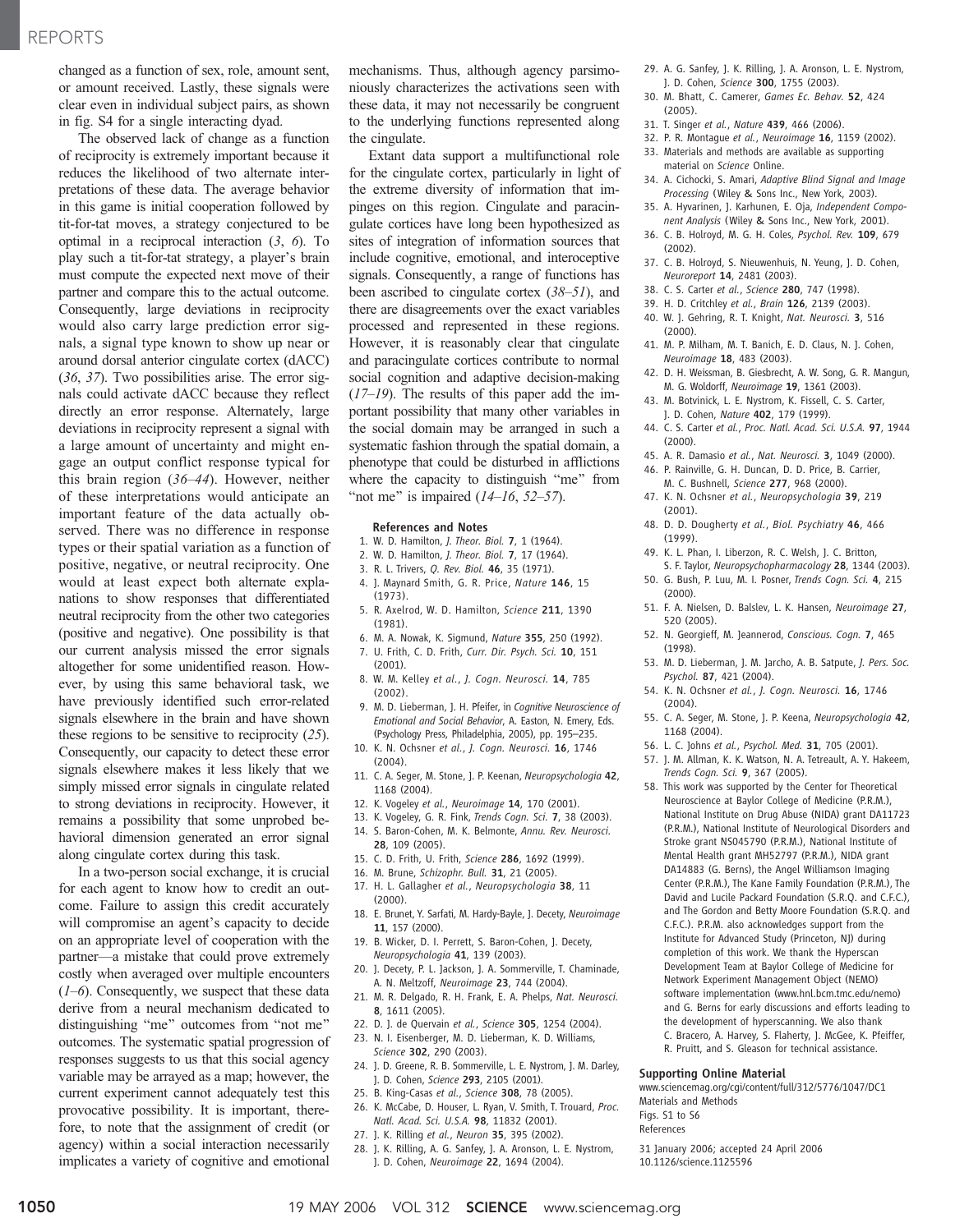changed as a function of sex, role, amount sent, or amount received. Lastly, these signals were clear even in individual subject pairs, as shown in fig. S4 for a single interacting dyad.

The observed lack of change as a function of reciprocity is extremely important because it reduces the likelihood of two alternate interpretations of these data. The average behavior in this game is initial cooperation followed by tit-for-tat moves, a strategy conjectured to be optimal in a reciprocal interaction (*3*, *6*). To play such a tit-for-tat strategy, a player's brain must compute the expected next move of their partner and compare this to the actual outcome. Consequently, large deviations in reciprocity would also carry large prediction error signals, a signal type known to show up near or around dorsal anterior cingulate cortex (dACC) (*36*, *37*). Two possibilities arise. The error signals could activate dACC because they reflect directly an error response. Alternately, large deviations in reciprocity represent a signal with a large amount of uncertainty and might engage an output conflict response typical for this brain region (*36*–*44*). However, neither of these interpretations would anticipate an important feature of the data actually observed. There was no difference in response types or their spatial variation as a function of positive, negative, or neutral reciprocity. One would at least expect both alternate explanations to show responses that differentiated neutral reciprocity from the other two categories (positive and negative). One possibility is that our current analysis missed the error signals altogether for some unidentified reason. However, by using this same behavioral task, we have previously identified such error-related signals elsewhere in the brain and have shown these regions to be sensitive to reciprocity (*25*). Consequently, our capacity to detect these error signals elsewhere makes it less likely that we simply missed error signals in cingulate related to strong deviations in reciprocity. However, it remains a possibility that some unprobed behavioral dimension generated an error signal along cingulate cortex during this task.

In a two-person social exchange, it is crucial for each agent to know how to credit an outcome. Failure to assign this credit accurately will compromise an agent's capacity to decide on an appropriate level of cooperation with the partner—a mistake that could prove extremely costly when averaged over multiple encounters (*1*–*6*). Consequently, we suspect that these data derive from a neural mechanism dedicated to distinguishing "me" outcomes from "not me" outcomes. The systematic spatial progression of responses suggests to us that this social agency variable may be arrayed as a map; however, the current experiment cannot adequately test this provocative possibility. It is important, therefore, to note that the assignment of credit (or agency) within a social interaction necessarily implicates a variety of cognitive and emotional mechanisms. Thus, although agency parsimoniously characterizes the activations seen with these data, it may not necessarily be congruent to the underlying functions represented along the cingulate.

Extant data support a multifunctional role for the cingulate cortex, particularly in light of the extreme diversity of information that impinges on this region. Cingulate and paracingulate cortices have long been hypothesized as sites of integration of information sources that include cognitive, emotional, and interoceptive signals. Consequently, a range of functions has been ascribed to cingulate cortex (*38*–*51*), and there are disagreements over the exact variables processed and represented in these regions. However, it is reasonably clear that cingulate and paracingulate cortices contribute to normal social cognition and adaptive decision-making (*17*–*19*). The results of this paper add the important possibility that many other variables in the social domain may be arranged in such a systematic fashion through the spatial domain, a phenotype that could be disturbed in afflictions where the capacity to distinguish "me" from "not me" is impaired (*14*–*16*, *52*–*57*).

### References and Notes

1. W. D. Hamilton, *J. Theor. Biol.* **7**, 1 (1964).
2. W. D. Hamilton, *J. Theor. Biol.* **7**, 17 (1964).
3. R. L. Trivers, *Q. Rev. Biol.* **46**, 35 (1971).
4. J. Maynard Smith, G. R. Price, *Nature* **146**, 15 (1973).
5. R. Axelrod, W. D. Hamilton, *Science* **211**, 1390 (1981).
6. M. A. Nowak, K. Sigmund, *Nature* **355**, 250 (1992).
7. U. Frith, C. D. Frith, *Curr. Dir. Psych. Sci.* **10**, 151 (2001).
8. W. M. Kelley *et al.*, *J. Cogn. Neurosci.* **14**, 785 (2002).
9. M. D. Lieberman, J. H. Pfeifer, in *Cognitive Neuroscience of Emotional and Social Behavior*, A. Easton, N. Emery, Eds. (Psychology Press, Philadelphia, 2005), pp. 195–235.
10. K. N. Ochsner *et al.*, *J. Cogn. Neurosci.* **16**, 1746 (2004).
11. C. A. Seger, M. Stone, J. P. Keenan, *Neuropsychologia* **42**, 1168 (2004).
12. K. Vogeley *et al.*, *Neuroimage* **14**, 170 (2001).
13. K. Vogeley, G. R. Fink, *Trends Cogn. Sci.* **7**, 38 (2003).
14. S. Baron-Cohen, M. K. Belmonte, *Annu. Rev. Neurosci.* **28**, 109 (2005).
15. C. D. Frith, U. Frith, *Science* **286**, 1692 (1999).
16. M. Brune, *Schizophr. Bull.* **31**, 21 (2005).
17. H. L. Gallagher *et al.*, *Neuropsychologia* **38**, 11 (2000).
18. E. Brunet, Y. Sarfati, M. Hardy-Bayle, J. Decety, *Neuroimage* **11**, 157 (2000).
19. B. Wicker, D. I. Perrett, S. Baron-Cohen, J. Decety, *Neuropsychologia* **41**, 139 (2003).
20. J. Decety, P. L. Jackson, J. A. Sommerville, T. Chaminade, A. N. Meltzoff, *Neuroimage* **23**, 744 (2004).
21. M. R. Delgado, R. H. Frank, E. A. Phelps, *Nat. Neurosci.* **8**, 1611 (2005).
22. D. J. de Quervain *et al.*, *Science* **305**, 1254 (2004).
23. N. I. Eisenberger, M. D. Lieberman, K. D. Williams, *Science* **302**, 290 (2003).
24. J. D. Greene, R. B. Sommerville, L. E. Nystrom, J. M. Darley, J. D. Cohen, *Science* **293**, 2105 (2001).
25. B. King-Casas *et al.*, *Science* **308**, 78 (2005).
26. K. McCabe, D. Houser, L. Ryan, V. Smith, T. Trouard, *Proc. Natl. Acad. Sci. U.S.A.* **98**, 11832 (2001).
27. J. K. Rilling *et al.*, *Neuron* **35**, 395 (2002).
28. J. K. Rilling, A. G. Sanfey, J. A. Aronson, L. E. Nystrom, J. D. Cohen, *Neuroimage* **22**, 1694 (2004).
29. A. G. Sanfey, J. K. Rilling, J. A. Aronson, L. E. Nystrom, J. D. Cohen, *Science* **300**, 1755 (2003).
30. M. Bhatt, C. Camerer, *Games Ec. Behav.* **52**, 424 (2005).
31. T. Singer *et al.*, *Nature* **439**, 466 (2006).
32. P. R. Montague *et al.*, *Neuroimage* **16**, 1159 (2002).
33. Materials and methods are available as supporting material on *Science* Online.
34. A. Cichocki, S. Amari, *Adaptive Blind Signal and Image Processing* (Wiley & Sons Inc., New York, 2003).
35. A. Hyvarinen, J. Karhunen, E. Oja, *Independent Component Analysis* (Wiley & Sons Inc., New York, 2001).
36. C. B. Holroyd, M. G. H. Coles, *Psychol. Rev.* **109**, 679 (2002).
37. C. B. Holroyd, S. Nieuwenhuis, N. Yeung, J. D. Cohen, *Neuroreport* **14**, 2481 (2003).
38. C. S. Carter *et al.*, *Science* **280**, 747 (1998).
39. H. D. Critchley *et al.*, *Brain* **126**, 2139 (2003).
40. W. J. Gehring, R. T. Knight, *Nat. Neurosci.* **3**, 516 (2000).
41. M. P. Milham, M. T. Banich, E. D. Claus, N. J. Cohen, *Neuroimage* **18**, 483 (2003).
42. D. H. Weissman, B. Giesbrecht, A. W. Song, G. R. Mangun, M. G. Woldorff, *Neuroimage* **19**, 1361 (2003).
43. M. Botvinick, L. E. Nystrom, K. Fissell, C. S. Carter, J. D. Cohen, *Nature* **402**, 179 (1999).
44. C. S. Carter *et al.*, *Proc. Natl. Acad. Sci. U.S.A.* **97**, 1944 (2000).
45. A. R. Damasio *et al.*, *Nat. Neurosci.* **3**, 1049 (2000).
46. P. Rainville, G. H. Duncan, D. D. Price, B. Carrier, M. C. Bushnell, *Science* **277**, 968 (2000).
47. K. N. Ochsner *et al.*, *Neuropsychologia* **39**, 219 (2001).
48. D. D. Dougherty *et al.*, *Biol. Psychiatry* **46**, 466 (1999).
49. K. L. Phan, I. Liberzon, R. C. Welsh, J. C. Britton, S. F. Taylor, *Neuropsychopharmacology* **28**, 1344 (2003).
50. G. Bush, P. Luu, M. I. Posner, *Trends Cogn. Sci.* **4**, 215 (2000).
51. F. A. Nielsen, D. Balslev, L. K. Hansen, *Neuroimage* **27**, 520 (2005).
52. N. Georgieff, M. Jeannerod, *Conscious. Cogn.* **7**, 465 (1998).
53. M. D. Lieberman, J. M. Jarcho, A. B. Satpute, *J. Pers. Soc. Psychol.* **87**, 421 (2004).
54. K. N. Ochsner *et al.*, *J. Cogn. Neurosci.* **16**, 1746 (2004).
55. C. A. Seger, M. Stone, J. P. Keena, *Neuropsychologia* **42**, 1168 (2004).
56. L. C. Johns *et al.*, *Psychol. Med.* **31**, 705 (2001).
57. J. M. Allman, K. K. Watson, N. A. Tetreault, A. Y. Hakeem, *Trends Cogn. Sci.* **9**, 367 (2005).
58. This work was supported by the Center for Theoretical Neuroscience at Baylor College of Medicine (P.R.M.), National Institute on Drug Abuse (NIDA) grant DA11723 (P.R.M.), National Institute of Neurological Disorders and Stroke grant NS045790 (P.R.M.), National Institute of Mental Health grant MH52797 (P.R.M.), NIDA grant DA14883 (G. Berns), the Angel Williamson Imaging Center (P.R.M.), The Kane Family Foundation (P.R.M.), The David and Lucile Packard Foundation (S.R.Q. and C.F.C.), and The Gordon and Betty Moore Foundation (S.R.Q. and C.F.C.). P.R.M. also acknowledges support from the Institute for Advanced Study (Princeton, NJ) during completion of this work. We thank the Hyperscan Development Team at Baylor College of Medicine for Network Experiment Management Object (NEMO) software implementation (www.hnl.bcm.tmc.edu/nemo) and G. Berns for early discussions and efforts leading to the development of hyperscanning. We also thank C. Bracero, A. Harvey, S. Flaherty, J. McGee, K. Pfeiffer, R. Pruitt, and S. Gleason for technical assistance.

### Supporting Online Material

www.sciencemag.org/cgi/content/full/312/5776/1047/DC1
Materials and Methods
Figs. S1 to S6
References

31 January 2006; accepted 24 April 2006
10.1126/science.1125596